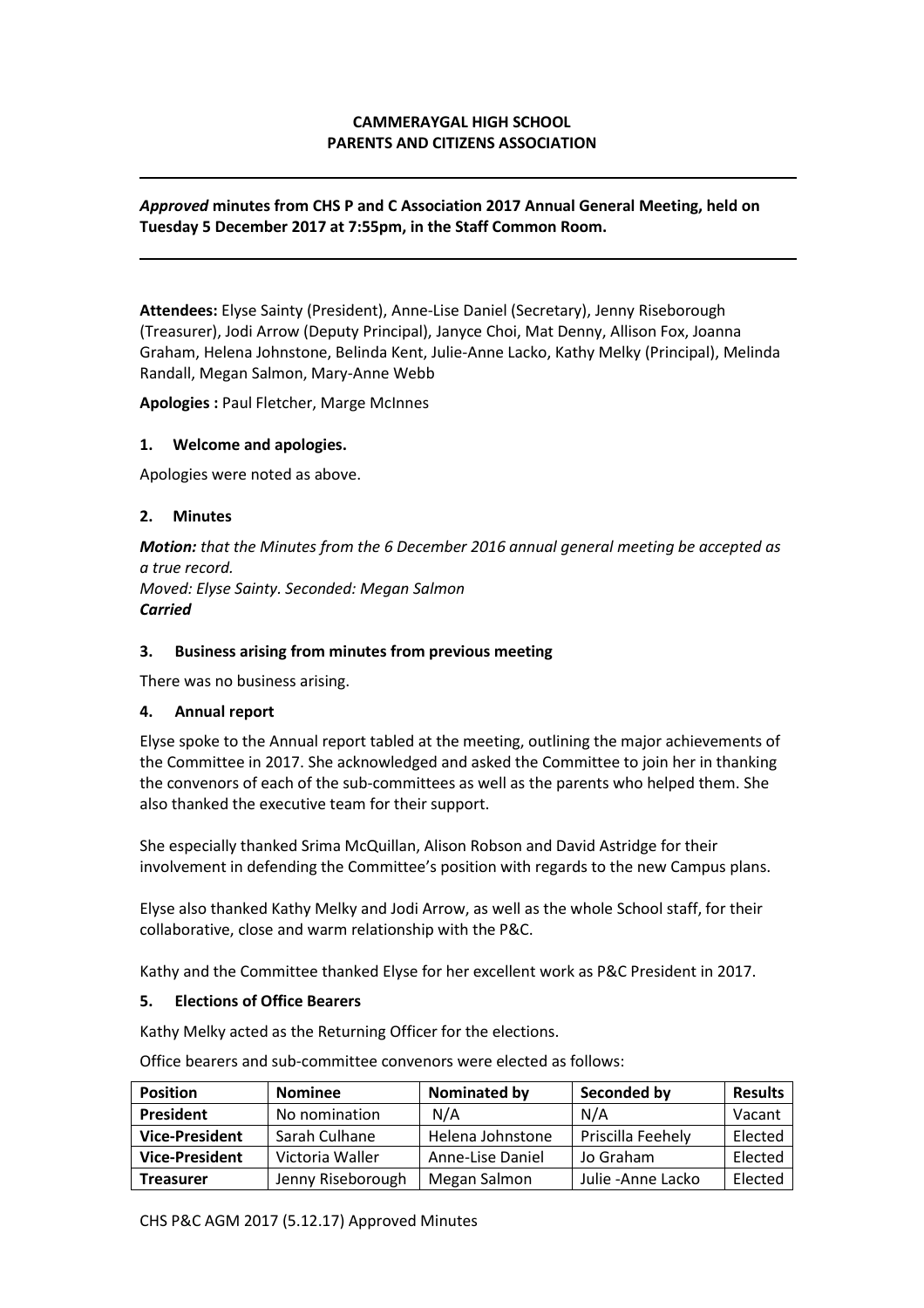**CAMMERAYGAL HIGH SCHOOL**
**PARENTS AND CITIZENS ASSOCIATION**

***Approved*** **minutes from CHS P and C Association 2017 Annual General Meeting, held on Tuesday 5 December 2017 at 7:55pm, in the Staff Common Room.**

**Attendees:** Elyse Sainty (President), Anne-Lise Daniel (Secretary), Jenny Riseborough (Treasurer), Jodi Arrow (Deputy Principal), Janyce Choi, Mat Denny, Allison Fox, Joanna Graham, Helena Johnstone, Belinda Kent, Julie-Anne Lacko, Kathy Melky (Principal), Melinda Randall, Megan Salmon, Mary-Anne Webb

**Apologies :** Paul Fletcher, Marge McInnes

## 1. Welcome and apologies.

Apologies were noted as above.

## 2. Minutes

***Motion:*** *that the Minutes from the 6 December 2016 annual general meeting be accepted as a true record.*
*Moved: Elyse Sainty. Seconded: Megan Salmon*
***Carried***

## 3. Business arising from minutes from previous meeting

There was no business arising.

## 4. Annual report

Elyse spoke to the Annual report tabled at the meeting, outlining the major achievements of the Committee in 2017. She acknowledged and asked the Committee to join her in thanking the convenors of each of the sub-committees as well as the parents who helped them. She also thanked the executive team for their support.

She especially thanked Srima McQuillan, Alison Robson and David Astridge for their involvement in defending the Committee's position with regards to the new Campus plans.

Elyse also thanked Kathy Melky and Jodi Arrow, as well as the whole School staff, for their collaborative, close and warm relationship with the P&C.

Kathy and the Committee thanked Elyse for her excellent work as P&C President in 2017.

## 5. Elections of Office Bearers

Kathy Melky acted as the Returning Officer for the elections.

Office bearers and sub-committee convenors were elected as follows:

| Position | Nominee | Nominated by | Seconded by | Results |
|---|---|---|---|---|
| **President** | No nomination | N/A | N/A | Vacant |
| **Vice-President** | Sarah Culhane | Helena Johnstone | Priscilla Feehely | Elected |
| **Vice-President** | Victoria Waller | Anne-Lise Daniel | Jo Graham | Elected |
| **Treasurer** | Jenny Riseborough | Megan Salmon | Julie -Anne Lacko | Elected |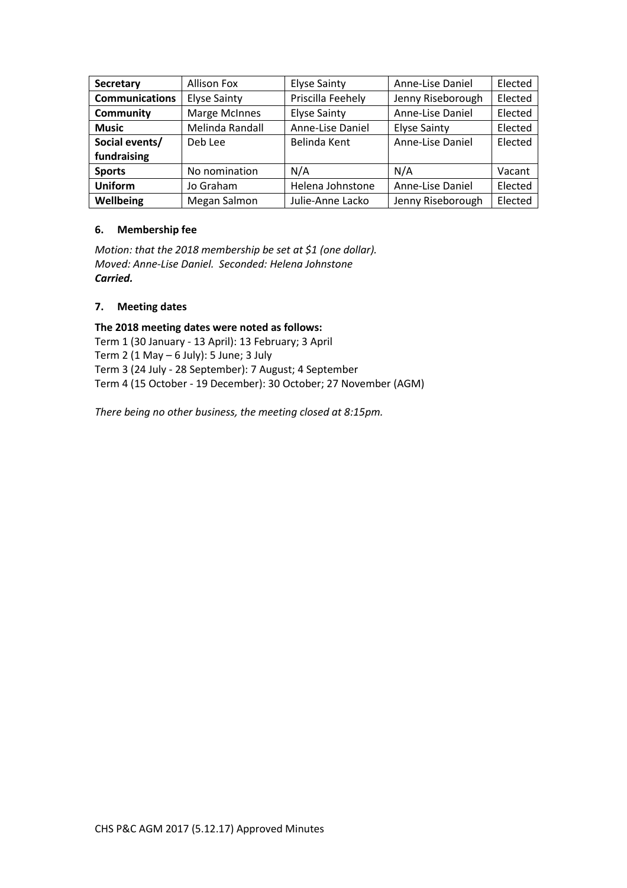| | | | | |
|---|---|---|---|---|
| **Secretary** | Allison Fox | Elyse Sainty | Anne-Lise Daniel | Elected |
| **Communications** | Elyse Sainty | Priscilla Feehely | Jenny Riseborough | Elected |
| **Community** | Marge McInnes | Elyse Sainty | Anne-Lise Daniel | Elected |
| **Music** | Melinda Randall | Anne-Lise Daniel | Elyse Sainty | Elected |
| **Social events/ fundraising** | Deb Lee | Belinda Kent | Anne-Lise Daniel | Elected |
| **Sports** | No nomination | N/A | N/A | Vacant |
| **Uniform** | Jo Graham | Helena Johnstone | Anne-Lise Daniel | Elected |
| **Wellbeing** | Megan Salmon | Julie-Anne Lacko | Jenny Riseborough | Elected |

### 6. Membership fee

*Motion: that the 2018 membership be set at $1 (one dollar).*
*Moved: Anne-Lise Daniel. Seconded: Helena Johnstone*
***Carried.***

### 7. Meeting dates

**The 2018 meeting dates were noted as follows:**
Term 1 (30 January - 13 April): 13 February; 3 April
Term 2 (1 May – 6 July): 5 June; 3 July
Term 3 (24 July - 28 September): 7 August; 4 September
Term 4 (15 October - 19 December): 30 October; 27 November (AGM)

*There being no other business, the meeting closed at 8:15pm.*